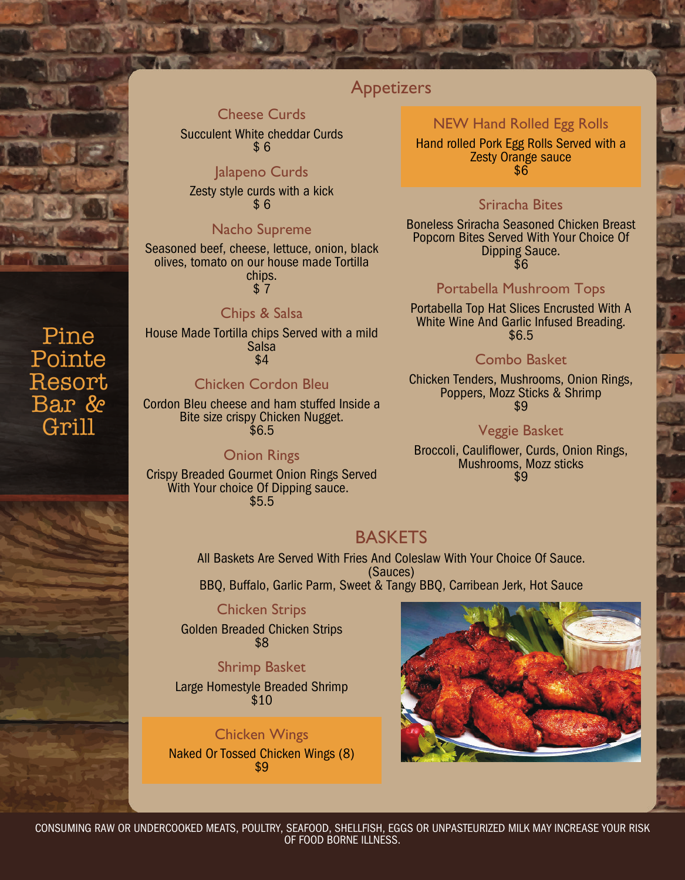# Pine Pointe Resort Bar & Grill

## Appetizers

### Cheese Curds
Succulent White cheddar Curds
$ 6

### Jalapeno Curds
Zesty style curds with a kick
$ 6

### Nacho Supreme
Seasoned beef, cheese, lettuce, onion, black olives, tomato on our house made Tortilla chips.
$ 7

### Chips & Salsa
House Made Tortilla chips Served with a mild Salsa
$4

### Chicken Cordon Bleu
Cordon Bleu cheese and ham stuffed Inside a Bite size crispy Chicken Nugget.
$6.5

### Onion Rings
Crispy Breaded Gourmet Onion Rings Served With Your choice Of Dipping sauce.
$5.5

### NEW Hand Rolled Egg Rolls
Hand rolled Pork Egg Rolls Served with a Zesty Orange sauce
$6

### Sriracha Bites
Boneless Sriracha Seasoned Chicken Breast Popcorn Bites Served With Your Choice Of Dipping Sauce.
$6

### Portabella Mushroom Tops
Portabella Top Hat Slices Encrusted With A White Wine And Garlic Infused Breading.
$6.5

### Combo Basket
Chicken Tenders, Mushrooms, Onion Rings, Poppers, Mozz Sticks & Shrimp
$9

### Veggie Basket
Broccoli, Cauliflower, Curds, Onion Rings, Mushrooms, Mozz sticks
$9

## BASKETS

All Baskets Are Served With Fries And Coleslaw With Your Choice Of Sauce.
(Sauces)
BBQ, Buffalo, Garlic Parm, Sweet & Tangy BBQ, Carribean Jerk, Hot Sauce

### Chicken Strips
Golden Breaded Chicken Strips
$8

### Shrimp Basket
Large Homestyle Breaded Shrimp
$10

### Chicken Wings
Naked Or Tossed Chicken Wings (8)
$9

CONSUMING RAW OR UNDERCOOKED MEATS, POULTRY, SEAFOOD, SHELLFISH, EGGS OR UNPASTEURIZED MILK MAY INCREASE YOUR RISK OF FOOD BORNE ILLNESS.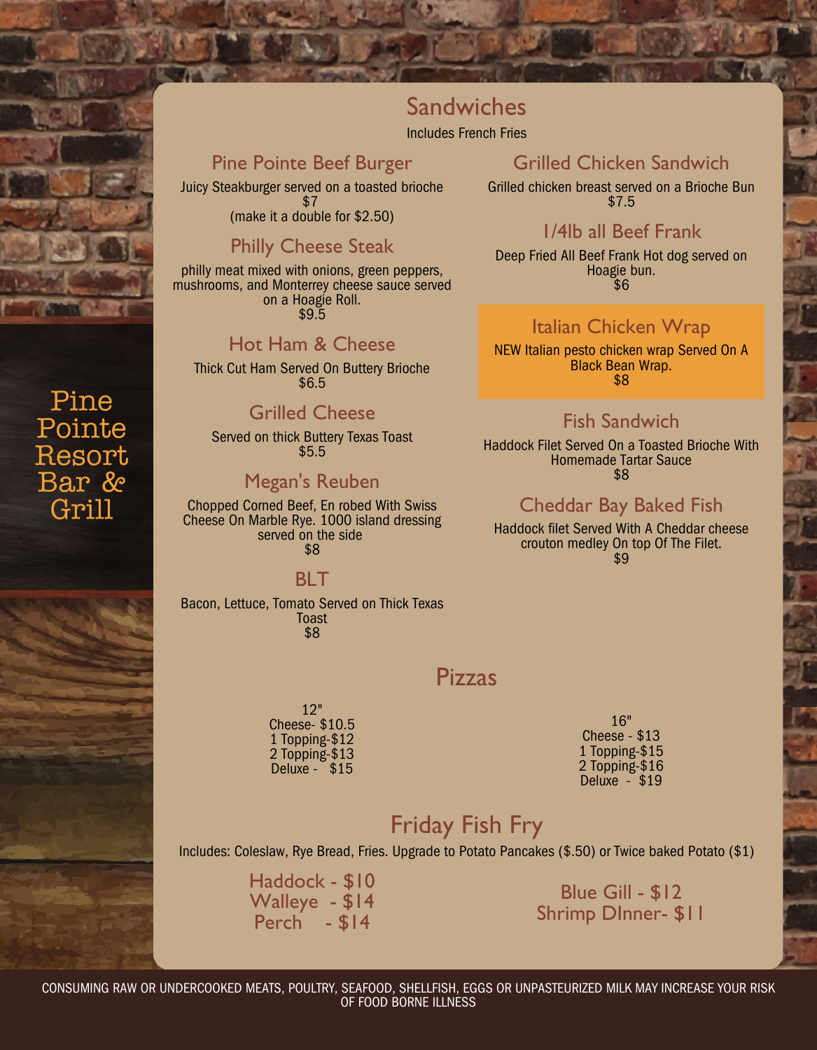Pine Pointe Resort Bar & Grill

## Sandwiches

Includes French Fries

### Pine Pointe Beef Burger

Juicy Steakburger served on a toasted brioche
$7
(make it a double for $2.50)

### Philly Cheese Steak

philly meat mixed with onions, green peppers, mushrooms, and Monterrey cheese sauce served on a Hoagie Roll.
$9.5

### Hot Ham & Cheese

Thick Cut Ham Served On Buttery Brioche
$6.5

### Grilled Cheese

Served on thick Buttery Texas Toast
$5.5

### Megan's Reuben

Chopped Corned Beef, En robed With Swiss Cheese On Marble Rye. 1000 island dressing served on the side
$8

### BLT

Bacon, Lettuce, Tomato Served on Thick Texas Toast
$8

### Grilled Chicken Sandwich

Grilled chicken breast served on a Brioche Bun
$7.5

### 1/4lb all Beef Frank

Deep Fried All Beef Frank Hot dog served on Hoagie bun.
$6

### Italian Chicken Wrap

NEW Italian pesto chicken wrap Served On A Black Bean Wrap.
$8

### Fish Sandwich

Haddock Filet Served On a Toasted Brioche With Homemade Tartar Sauce
$8

### Cheddar Bay Baked Fish

Haddock filet Served With A Cheddar cheese crouton medley On top Of The Filet.
$9

## Pizzas

12"
Cheese- $10.5
1 Topping-$12
2 Topping-$13
Deluxe - $15

16"
Cheese - $13
1 Topping-$15
2 Topping-$16
Deluxe - $19

## Friday Fish Fry

Includes: Coleslaw, Rye Bread, Fries. Upgrade to Potato Pancakes ($.50) or Twice baked Potato ($1)

Haddock - $10
Walleye - $14
Perch - $14

Blue Gill - $12
Shrimp DInner- $11

CONSUMING RAW OR UNDERCOOKED MEATS, POULTRY, SEAFOOD, SHELLFISH, EGGS OR UNPASTEURIZED MILK MAY INCREASE YOUR RISK OF FOOD BORNE ILLNESS